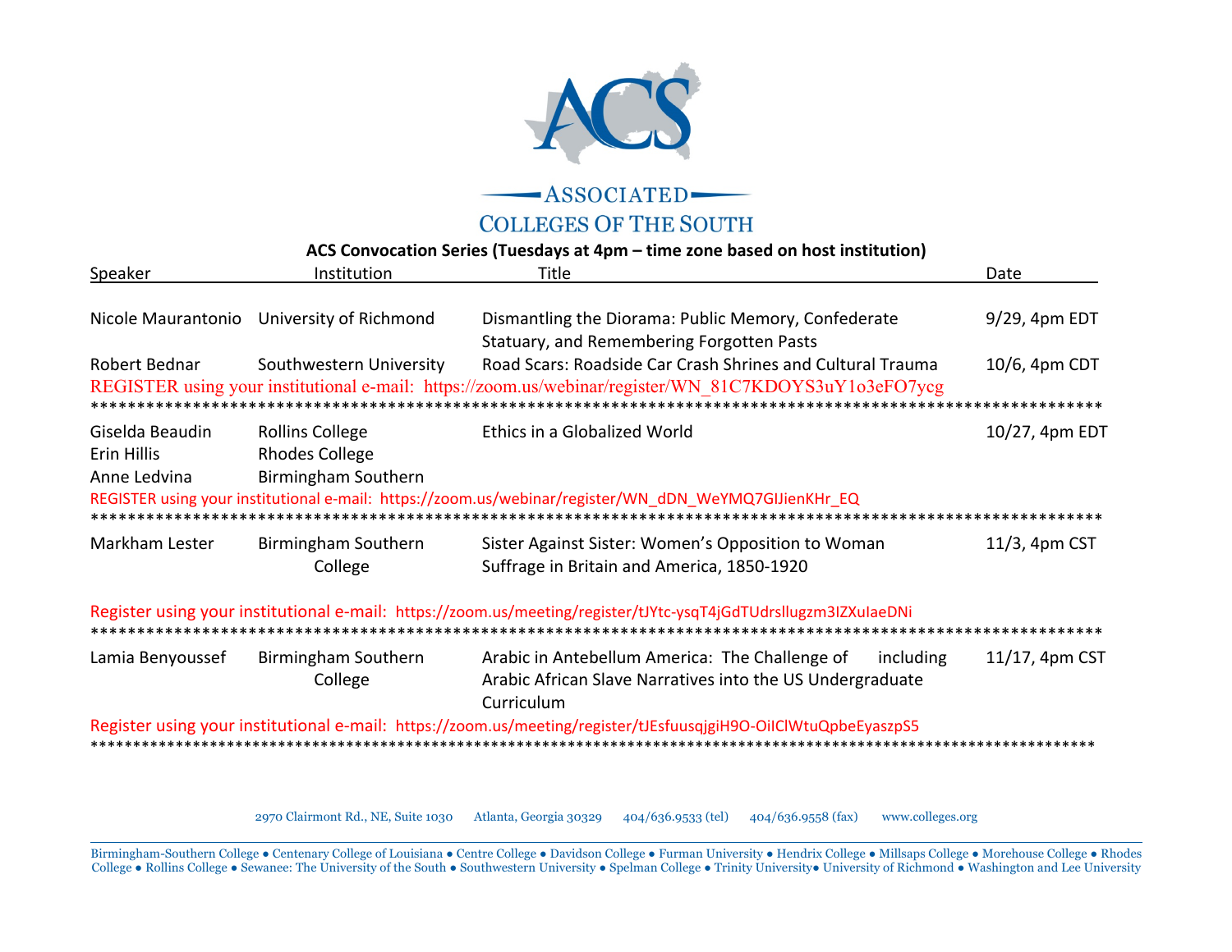# ASSOCIATED COLLEGES OF THE SOUTH

## ACS Convocation Series (Tuesdays at 4pm – time zone based on host institution)

| Speaker | Institution | Title | Date |
|---|---|---|---|
| Nicole Maurantonio | University of Richmond | Dismantling the Diorama: Public Memory, Confederate Statuary, and Remembering Forgotten Pasts | 9/29, 4pm EDT |
| Robert Bednar | Southwestern University | Road Scars: Roadside Car Crash Shrines and Cultural Trauma | 10/6, 4pm CDT |

REGISTER using your institutional e-mail: https://zoom.us/webinar/register/WN_81C7KDOYS3uY1o3eFO7ycg

**************************************************************************************************

| Speaker | Institution | Title | Date |
|---|---|---|---|
| Giselda Beaudin<br>Erin Hillis<br>Anne Ledvina | Rollins College<br>Rhodes College<br>Birmingham Southern | Ethics in a Globalized World | 10/27, 4pm EDT |

REGISTER using your institutional e-mail: https://zoom.us/webinar/register/WN_dDN_WeYMQ7GIJienKHr_EQ

**************************************************************************************************

| Speaker | Institution | Title | Date |
|---|---|---|---|
| Markham Lester | Birmingham Southern College | Sister Against Sister: Women's Opposition to Woman Suffrage in Britain and America, 1850-1920 | 11/3, 4pm CST |

Register using your institutional e-mail: https://zoom.us/meeting/register/tJYtc-ysqT4jGdTUdrsllugzm3IZXuIaeDNi

**************************************************************************************************

| Speaker | Institution | Title | Date |
|---|---|---|---|
| Lamia Benyoussef | Birmingham Southern College | Arabic in Antebellum America: The Challenge of including Arabic African Slave Narratives into the US Undergraduate Curriculum | 11/17, 4pm CST |

Register using your institutional e-mail: https://zoom.us/meeting/register/tJEsfuusqjgiH9O-OiIClWtuQpbeEyaszpS5

**************************************************************************************************

2970 Clairmont Rd., NE, Suite 1030 Atlanta, Georgia 30329 404/636.9533 (tel) 404/636.9558 (fax) www.colleges.org

Birmingham-Southern College ● Centenary College of Louisiana ● Centre College ● Davidson College ● Furman University ● Hendrix College ● Millsaps College ● Morehouse College ● Rhodes College ● Rollins College ● Sewanee: The University of the South ● Southwestern University ● Spelman College ● Trinity University● University of Richmond ● Washington and Lee University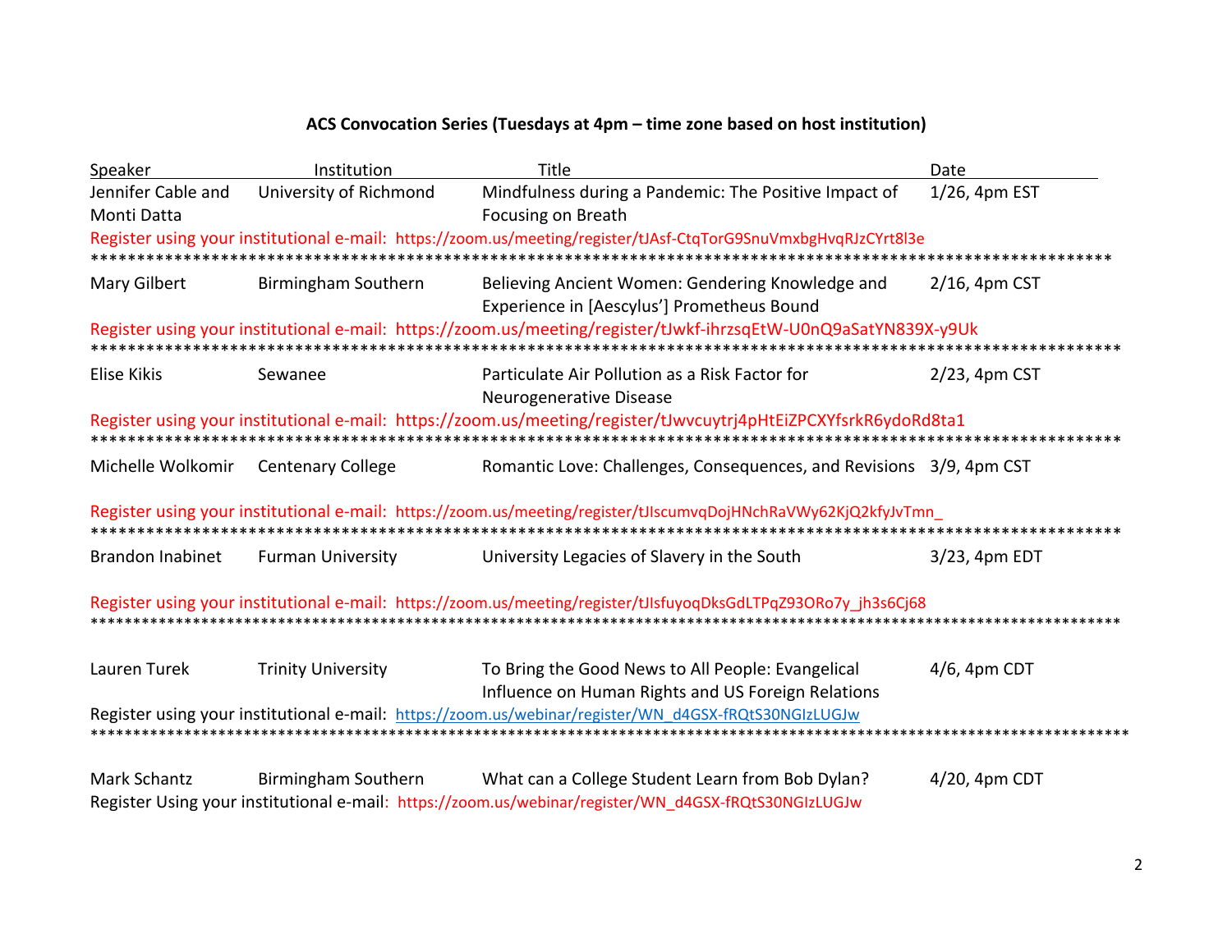**ACS Convocation Series (Tuesdays at 4pm – time zone based on host institution)**

| Speaker | Institution | Title | Date |
|---|---|---|---|
| Jennifer Cable and Monti Datta | University of Richmond | Mindfulness during a Pandemic: The Positive Impact of Focusing on Breath | 1/26, 4pm EST |

Register using your institutional e-mail: https://zoom.us/meeting/register/tJAsf-CtqTorG9SnuVmxbgHvqRJzCYrt8l3e

**************************************************************************************************************

| | | | |
|---|---|---|---|
| Mary Gilbert | Birmingham Southern | Believing Ancient Women: Gendering Knowledge and Experience in [Aescylus'] Prometheus Bound | 2/16, 4pm CST |

Register using your institutional e-mail: https://zoom.us/meeting/register/tJwkf-ihrzsqEtW-U0nQ9aSatYN839X-y9Uk

**************************************************************************************************************

| | | | |
|---|---|---|---|
| Elise Kikis | Sewanee | Particulate Air Pollution as a Risk Factor for Neurogenerative Disease | 2/23, 4pm CST |

Register using your institutional e-mail: https://zoom.us/meeting/register/tJwvcuytrj4pHtEiZPCXYfsrkR6ydoRd8ta1

**************************************************************************************************************

| | | | |
|---|---|---|---|
| Michelle Wolkomir | Centenary College | Romantic Love: Challenges, Consequences, and Revisions | 3/9, 4pm CST |

Register using your institutional e-mail: https://zoom.us/meeting/register/tJIscumvqDojHNchRaVWy62KjQ2kfyJvTmn_

**************************************************************************************************************

| | | | |
|---|---|---|---|
| Brandon Inabinet | Furman University | University Legacies of Slavery in the South | 3/23, 4pm EDT |

Register using your institutional e-mail: https://zoom.us/meeting/register/tJIsfuyoqDksGdLTPqZ93ORo7y_jh3s6Cj68

**************************************************************************************************************

| | | | |
|---|---|---|---|
| Lauren Turek | Trinity University | To Bring the Good News to All People: Evangelical Influence on Human Rights and US Foreign Relations | 4/6, 4pm CDT |

Register using your institutional e-mail: https://zoom.us/webinar/register/WN_d4GSX-fRQtS30NGIzLUGJw

**************************************************************************************************************

| | | | |
|---|---|---|---|
| Mark Schantz | Birmingham Southern | What can a College Student Learn from Bob Dylan? | 4/20, 4pm CDT |

Register Using your institutional e-mail: https://zoom.us/webinar/register/WN_d4GSX-fRQtS30NGIzLUGJw